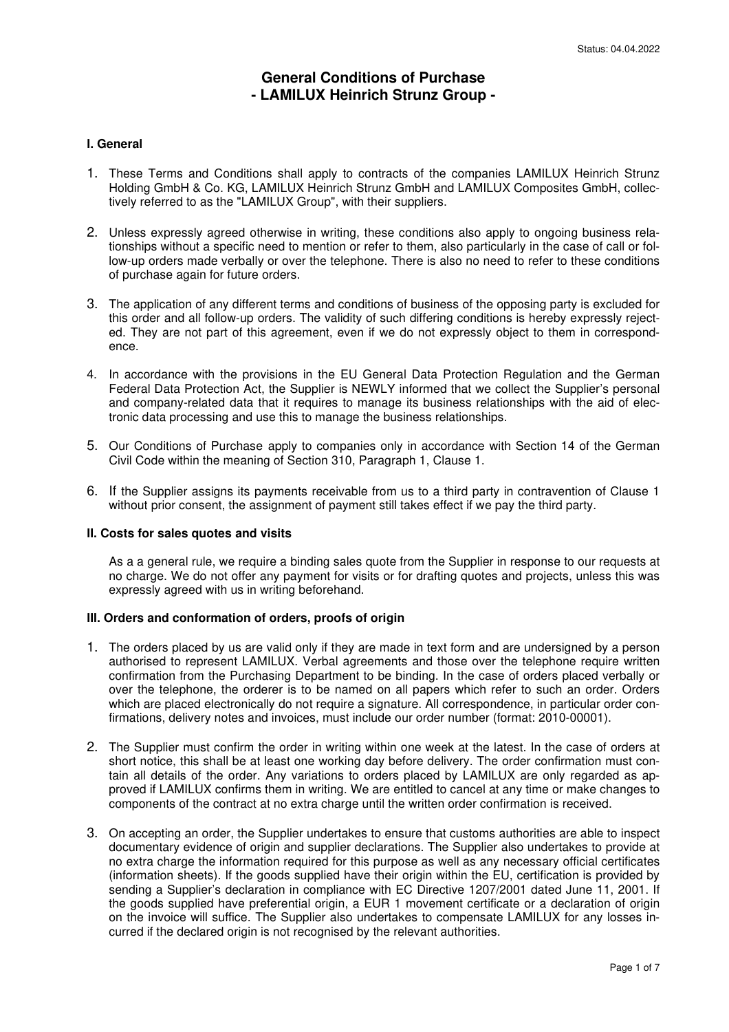Status: 04.04.2022

# General Conditions of Purchase - LAMILUX Heinrich Strunz Group -

## I. General

1. These Terms and Conditions shall apply to contracts of the companies LAMILUX Heinrich Strunz Holding GmbH & Co. KG, LAMILUX Heinrich Strunz GmbH and LAMILUX Composites GmbH, collectively referred to as the "LAMILUX Group", with their suppliers.

2. Unless expressly agreed otherwise in writing, these conditions also apply to ongoing business relationships without a specific need to mention or refer to them, also particularly in the case of call or follow-up orders made verbally or over the telephone. There is also no need to refer to these conditions of purchase again for future orders.

3. The application of any different terms and conditions of business of the opposing party is excluded for this order and all follow-up orders. The validity of such differing conditions is hereby expressly rejected. They are not part of this agreement, even if we do not expressly object to them in correspondence.

4. In accordance with the provisions in the EU General Data Protection Regulation and the German Federal Data Protection Act, the Supplier is NEWLY informed that we collect the Supplier's personal and company-related data that it requires to manage its business relationships with the aid of electronic data processing and use this to manage the business relationships.

5. Our Conditions of Purchase apply to companies only in accordance with Section 14 of the German Civil Code within the meaning of Section 310, Paragraph 1, Clause 1.

6. If the Supplier assigns its payments receivable from us to a third party in contravention of Clause 1 without prior consent, the assignment of payment still takes effect if we pay the third party.

## II. Costs for sales quotes and visits

As a a general rule, we require a binding sales quote from the Supplier in response to our requests at no charge. We do not offer any payment for visits or for drafting quotes and projects, unless this was expressly agreed with us in writing beforehand.

## III. Orders and conformation of orders, proofs of origin

1. The orders placed by us are valid only if they are made in text form and are undersigned by a person authorised to represent LAMILUX. Verbal agreements and those over the telephone require written confirmation from the Purchasing Department to be binding. In the case of orders placed verbally or over the telephone, the orderer is to be named on all papers which refer to such an order. Orders which are placed electronically do not require a signature. All correspondence, in particular order confirmations, delivery notes and invoices, must include our order number (format: 2010-00001).

2. The Supplier must confirm the order in writing within one week at the latest. In the case of orders at short notice, this shall be at least one working day before delivery. The order confirmation must contain all details of the order. Any variations to orders placed by LAMILUX are only regarded as approved if LAMILUX confirms them in writing. We are entitled to cancel at any time or make changes to components of the contract at no extra charge until the written order confirmation is received.

3. On accepting an order, the Supplier undertakes to ensure that customs authorities are able to inspect documentary evidence of origin and supplier declarations. The Supplier also undertakes to provide at no extra charge the information required for this purpose as well as any necessary official certificates (information sheets). If the goods supplied have their origin within the EU, certification is provided by sending a Supplier's declaration in compliance with EC Directive 1207/2001 dated June 11, 2001. If the goods supplied have preferential origin, a EUR 1 movement certificate or a declaration of origin on the invoice will suffice. The Supplier also undertakes to compensate LAMILUX for any losses incurred if the declared origin is not recognised by the relevant authorities.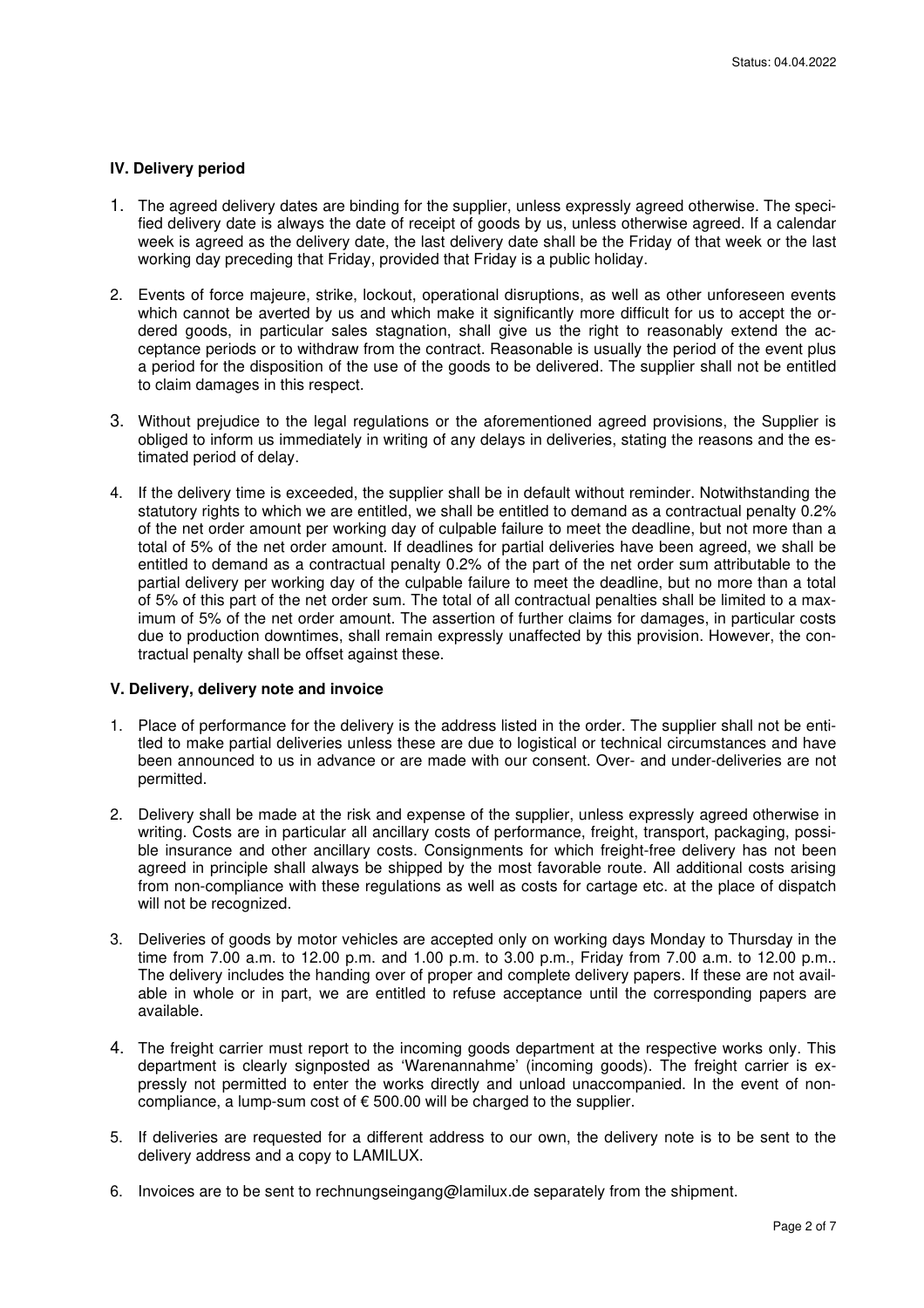## IV. Delivery period

1. The agreed delivery dates are binding for the supplier, unless expressly agreed otherwise. The specified delivery date is always the date of receipt of goods by us, unless otherwise agreed. If a calendar week is agreed as the delivery date, the last delivery date shall be the Friday of that week or the last working day preceding that Friday, provided that Friday is a public holiday.

2. Events of force majeure, strike, lockout, operational disruptions, as well as other unforeseen events which cannot be averted by us and which make it significantly more difficult for us to accept the ordered goods, in particular sales stagnation, shall give us the right to reasonably extend the acceptance periods or to withdraw from the contract. Reasonable is usually the period of the event plus a period for the disposition of the use of the goods to be delivered. The supplier shall not be entitled to claim damages in this respect.

3. Without prejudice to the legal regulations or the aforementioned agreed provisions, the Supplier is obliged to inform us immediately in writing of any delays in deliveries, stating the reasons and the estimated period of delay.

4. If the delivery time is exceeded, the supplier shall be in default without reminder. Notwithstanding the statutory rights to which we are entitled, we shall be entitled to demand as a contractual penalty 0.2% of the net order amount per working day of culpable failure to meet the deadline, but not more than a total of 5% of the net order amount. If deadlines for partial deliveries have been agreed, we shall be entitled to demand as a contractual penalty 0.2% of the part of the net order sum attributable to the partial delivery per working day of the culpable failure to meet the deadline, but no more than a total of 5% of this part of the net order sum. The total of all contractual penalties shall be limited to a maximum of 5% of the net order amount. The assertion of further claims for damages, in particular costs due to production downtimes, shall remain expressly unaffected by this provision. However, the contractual penalty shall be offset against these.

## V. Delivery, delivery note and invoice

1. Place of performance for the delivery is the address listed in the order. The supplier shall not be entitled to make partial deliveries unless these are due to logistical or technical circumstances and have been announced to us in advance or are made with our consent. Over- and under-deliveries are not permitted.

2. Delivery shall be made at the risk and expense of the supplier, unless expressly agreed otherwise in writing. Costs are in particular all ancillary costs of performance, freight, transport, packaging, possible insurance and other ancillary costs. Consignments for which freight-free delivery has not been agreed in principle shall always be shipped by the most favorable route. All additional costs arising from non-compliance with these regulations as well as costs for cartage etc. at the place of dispatch will not be recognized.

3. Deliveries of goods by motor vehicles are accepted only on working days Monday to Thursday in the time from 7.00 a.m. to 12.00 p.m. and 1.00 p.m. to 3.00 p.m., Friday from 7.00 a.m. to 12.00 p.m.. The delivery includes the handing over of proper and complete delivery papers. If these are not available in whole or in part, we are entitled to refuse acceptance until the corresponding papers are available.

4. The freight carrier must report to the incoming goods department at the respective works only. This department is clearly signposted as 'Warenannahme' (incoming goods). The freight carrier is expressly not permitted to enter the works directly and unload unaccompanied. In the event of non-compliance, a lump-sum cost of € 500.00 will be charged to the supplier.

5. If deliveries are requested for a different address to our own, the delivery note is to be sent to the delivery address and a copy to LAMILUX.

6. Invoices are to be sent to rechnungseingang@lamilux.de separately from the shipment.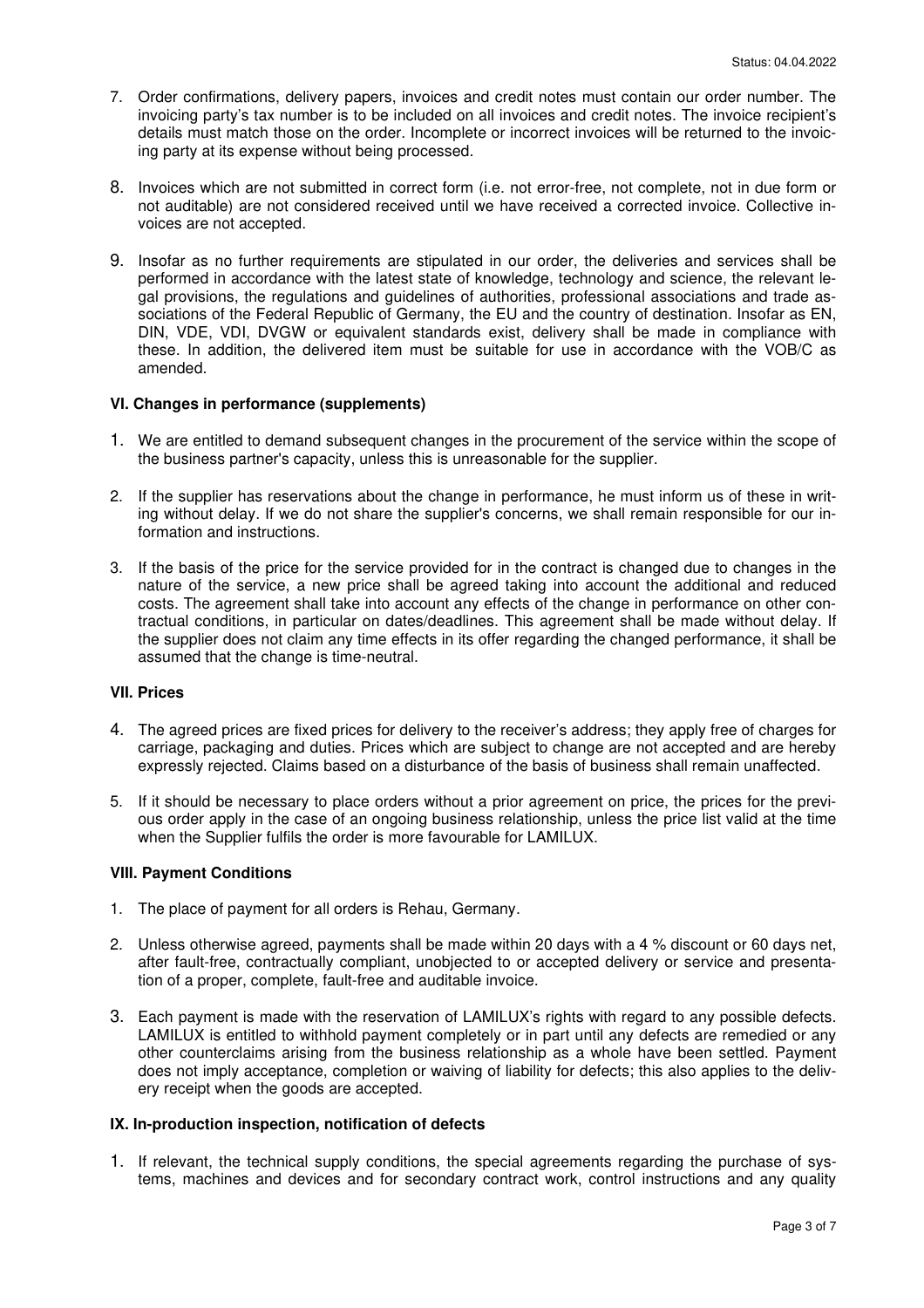7. Order confirmations, delivery papers, invoices and credit notes must contain our order number. The invoicing party's tax number is to be included on all invoices and credit notes. The invoice recipient's details must match those on the order. Incomplete or incorrect invoices will be returned to the invoicing party at its expense without being processed.

8. Invoices which are not submitted in correct form (i.e. not error-free, not complete, not in due form or not auditable) are not considered received until we have received a corrected invoice. Collective invoices are not accepted.

9. Insofar as no further requirements are stipulated in our order, the deliveries and services shall be performed in accordance with the latest state of knowledge, technology and science, the relevant legal provisions, the regulations and guidelines of authorities, professional associations and trade associations of the Federal Republic of Germany, the EU and the country of destination. Insofar as EN, DIN, VDE, VDI, DVGW or equivalent standards exist, delivery shall be made in compliance with these. In addition, the delivered item must be suitable for use in accordance with the VOB/C as amended.

### VI. Changes in performance (supplements)

1. We are entitled to demand subsequent changes in the procurement of the service within the scope of the business partner's capacity, unless this is unreasonable for the supplier.

2. If the supplier has reservations about the change in performance, he must inform us of these in writing without delay. If we do not share the supplier's concerns, we shall remain responsible for our information and instructions.

3. If the basis of the price for the service provided for in the contract is changed due to changes in the nature of the service, a new price shall be agreed taking into account the additional and reduced costs. The agreement shall take into account any effects of the change in performance on other contractual conditions, in particular on dates/deadlines. This agreement shall be made without delay. If the supplier does not claim any time effects in its offer regarding the changed performance, it shall be assumed that the change is time-neutral.

### VII. Prices

4. The agreed prices are fixed prices for delivery to the receiver's address; they apply free of charges for carriage, packaging and duties. Prices which are subject to change are not accepted and are hereby expressly rejected. Claims based on a disturbance of the basis of business shall remain unaffected.

5. If it should be necessary to place orders without a prior agreement on price, the prices for the previous order apply in the case of an ongoing business relationship, unless the price list valid at the time when the Supplier fulfils the order is more favourable for LAMILUX.

### VIII. Payment Conditions

1. The place of payment for all orders is Rehau, Germany.

2. Unless otherwise agreed, payments shall be made within 20 days with a 4 % discount or 60 days net, after fault-free, contractually compliant, unobjected to or accepted delivery or service and presentation of a proper, complete, fault-free and auditable invoice.

3. Each payment is made with the reservation of LAMILUX's rights with regard to any possible defects. LAMILUX is entitled to withhold payment completely or in part until any defects are remedied or any other counterclaims arising from the business relationship as a whole have been settled. Payment does not imply acceptance, completion or waiving of liability for defects; this also applies to the delivery receipt when the goods are accepted.

### IX. In-production inspection, notification of defects

1. If relevant, the technical supply conditions, the special agreements regarding the purchase of systems, machines and devices and for secondary contract work, control instructions and any quality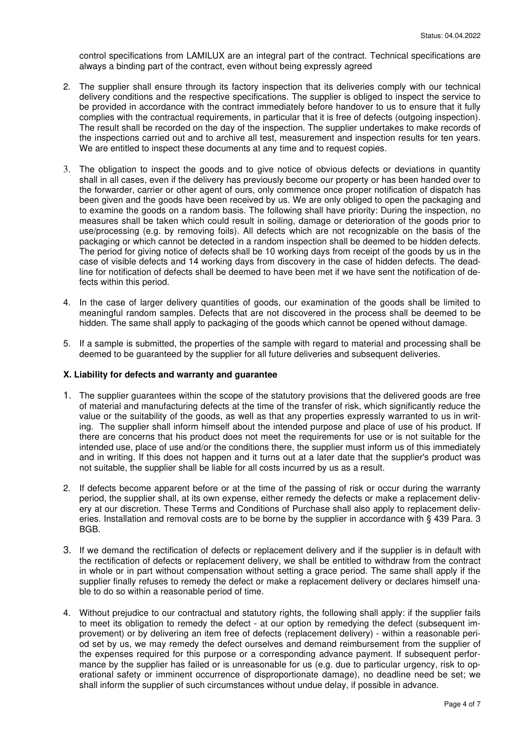control specifications from LAMILUX are an integral part of the contract. Technical specifications are always a binding part of the contract, even without being expressly agreed

2. The supplier shall ensure through its factory inspection that its deliveries comply with our technical delivery conditions and the respective specifications. The supplier is obliged to inspect the service to be provided in accordance with the contract immediately before handover to us to ensure that it fully complies with the contractual requirements, in particular that it is free of defects (outgoing inspection). The result shall be recorded on the day of the inspection. The supplier undertakes to make records of the inspections carried out and to archive all test, measurement and inspection results for ten years. We are entitled to inspect these documents at any time and to request copies.

3. The obligation to inspect the goods and to give notice of obvious defects or deviations in quantity shall in all cases, even if the delivery has previously become our property or has been handed over to the forwarder, carrier or other agent of ours, only commence once proper notification of dispatch has been given and the goods have been received by us. We are only obliged to open the packaging and to examine the goods on a random basis. The following shall have priority: During the inspection, no measures shall be taken which could result in soiling, damage or deterioration of the goods prior to use/processing (e.g. by removing foils). All defects which are not recognizable on the basis of the packaging or which cannot be detected in a random inspection shall be deemed to be hidden defects. The period for giving notice of defects shall be 10 working days from receipt of the goods by us in the case of visible defects and 14 working days from discovery in the case of hidden defects. The deadline for notification of defects shall be deemed to have been met if we have sent the notification of defects within this period.

4. In the case of larger delivery quantities of goods, our examination of the goods shall be limited to meaningful random samples. Defects that are not discovered in the process shall be deemed to be hidden. The same shall apply to packaging of the goods which cannot be opened without damage.

5. If a sample is submitted, the properties of the sample with regard to material and processing shall be deemed to be guaranteed by the supplier for all future deliveries and subsequent deliveries.

**X. Liability for defects and warranty and guarantee**

1. The supplier guarantees within the scope of the statutory provisions that the delivered goods are free of material and manufacturing defects at the time of the transfer of risk, which significantly reduce the value or the suitability of the goods, as well as that any properties expressly warranted to us in writing. The supplier shall inform himself about the intended purpose and place of use of his product. If there are concerns that his product does not meet the requirements for use or is not suitable for the intended use, place of use and/or the conditions there, the supplier must inform us of this immediately and in writing. If this does not happen and it turns out at a later date that the supplier's product was not suitable, the supplier shall be liable for all costs incurred by us as a result.

2. If defects become apparent before or at the time of the passing of risk or occur during the warranty period, the supplier shall, at its own expense, either remedy the defects or make a replacement delivery at our discretion. These Terms and Conditions of Purchase shall also apply to replacement deliveries. Installation and removal costs are to be borne by the supplier in accordance with § 439 Para. 3 BGB.

3. If we demand the rectification of defects or replacement delivery and if the supplier is in default with the rectification of defects or replacement delivery, we shall be entitled to withdraw from the contract in whole or in part without compensation without setting a grace period. The same shall apply if the supplier finally refuses to remedy the defect or make a replacement delivery or declares himself unable to do so within a reasonable period of time.

4. Without prejudice to our contractual and statutory rights, the following shall apply: if the supplier fails to meet its obligation to remedy the defect - at our option by remedying the defect (subsequent improvement) or by delivering an item free of defects (replacement delivery) - within a reasonable period set by us, we may remedy the defect ourselves and demand reimbursement from the supplier of the expenses required for this purpose or a corresponding advance payment. If subsequent performance by the supplier has failed or is unreasonable for us (e.g. due to particular urgency, risk to operational safety or imminent occurrence of disproportionate damage), no deadline need be set; we shall inform the supplier of such circumstances without undue delay, if possible in advance.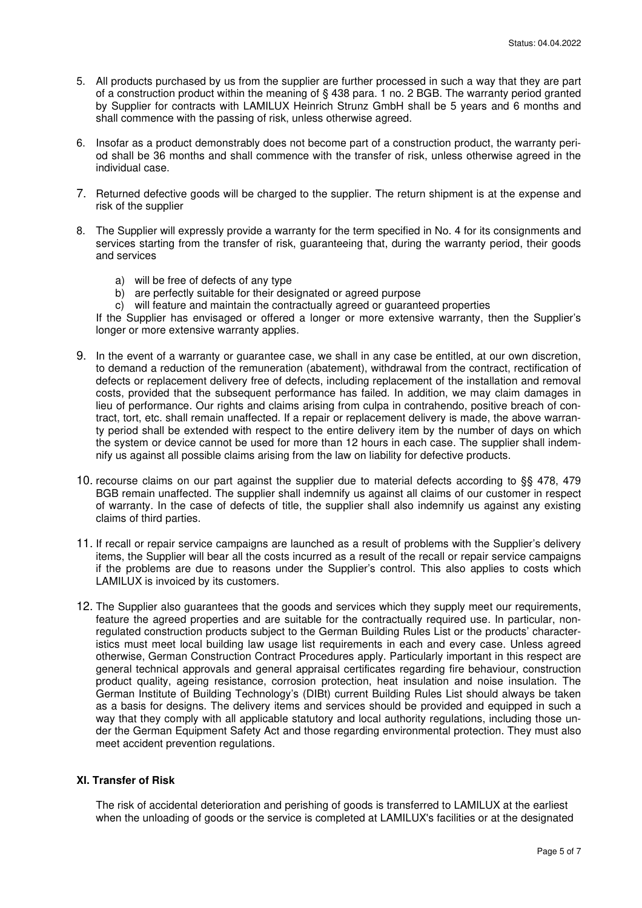5. All products purchased by us from the supplier are further processed in such a way that they are part of a construction product within the meaning of § 438 para. 1 no. 2 BGB. The warranty period granted by Supplier for contracts with LAMILUX Heinrich Strunz GmbH shall be 5 years and 6 months and shall commence with the passing of risk, unless otherwise agreed.

6. Insofar as a product demonstrably does not become part of a construction product, the warranty period shall be 36 months and shall commence with the transfer of risk, unless otherwise agreed in the individual case.

7. Returned defective goods will be charged to the supplier. The return shipment is at the expense and risk of the supplier

8. The Supplier will expressly provide a warranty for the term specified in No. 4 for its consignments and services starting from the transfer of risk, guaranteeing that, during the warranty period, their goods and services

   a) will be free of defects of any type
   b) are perfectly suitable for their designated or agreed purpose
   c) will feature and maintain the contractually agreed or guaranteed properties

   If the Supplier has envisaged or offered a longer or more extensive warranty, then the Supplier's longer or more extensive warranty applies.

9. In the event of a warranty or guarantee case, we shall in any case be entitled, at our own discretion, to demand a reduction of the remuneration (abatement), withdrawal from the contract, rectification of defects or replacement delivery free of defects, including replacement of the installation and removal costs, provided that the subsequent performance has failed. In addition, we may claim damages in lieu of performance. Our rights and claims arising from culpa in contrahendo, positive breach of contract, tort, etc. shall remain unaffected. If a repair or replacement delivery is made, the above warranty period shall be extended with respect to the entire delivery item by the number of days on which the system or device cannot be used for more than 12 hours in each case. The supplier shall indemnify us against all possible claims arising from the law on liability for defective products.

10. recourse claims on our part against the supplier due to material defects according to §§ 478, 479 BGB remain unaffected. The supplier shall indemnify us against all claims of our customer in respect of warranty. In the case of defects of title, the supplier shall also indemnify us against any existing claims of third parties.

11. If recall or repair service campaigns are launched as a result of problems with the Supplier's delivery items, the Supplier will bear all the costs incurred as a result of the recall or repair service campaigns if the problems are due to reasons under the Supplier's control. This also applies to costs which LAMILUX is invoiced by its customers.

12. The Supplier also guarantees that the goods and services which they supply meet our requirements, feature the agreed properties and are suitable for the contractually required use. In particular, non-regulated construction products subject to the German Building Rules List or the products' characteristics must meet local building law usage list requirements in each and every case. Unless agreed otherwise, German Construction Contract Procedures apply. Particularly important in this respect are general technical approvals and general appraisal certificates regarding fire behaviour, construction product quality, ageing resistance, corrosion protection, heat insulation and noise insulation. The German Institute of Building Technology's (DIBt) current Building Rules List should always be taken as a basis for designs. The delivery items and services should be provided and equipped in such a way that they comply with all applicable statutory and local authority regulations, including those under the German Equipment Safety Act and those regarding environmental protection. They must also meet accident prevention regulations.

## XI. Transfer of Risk

The risk of accidental deterioration and perishing of goods is transferred to LAMILUX at the earliest when the unloading of goods or the service is completed at LAMILUX's facilities or at the designated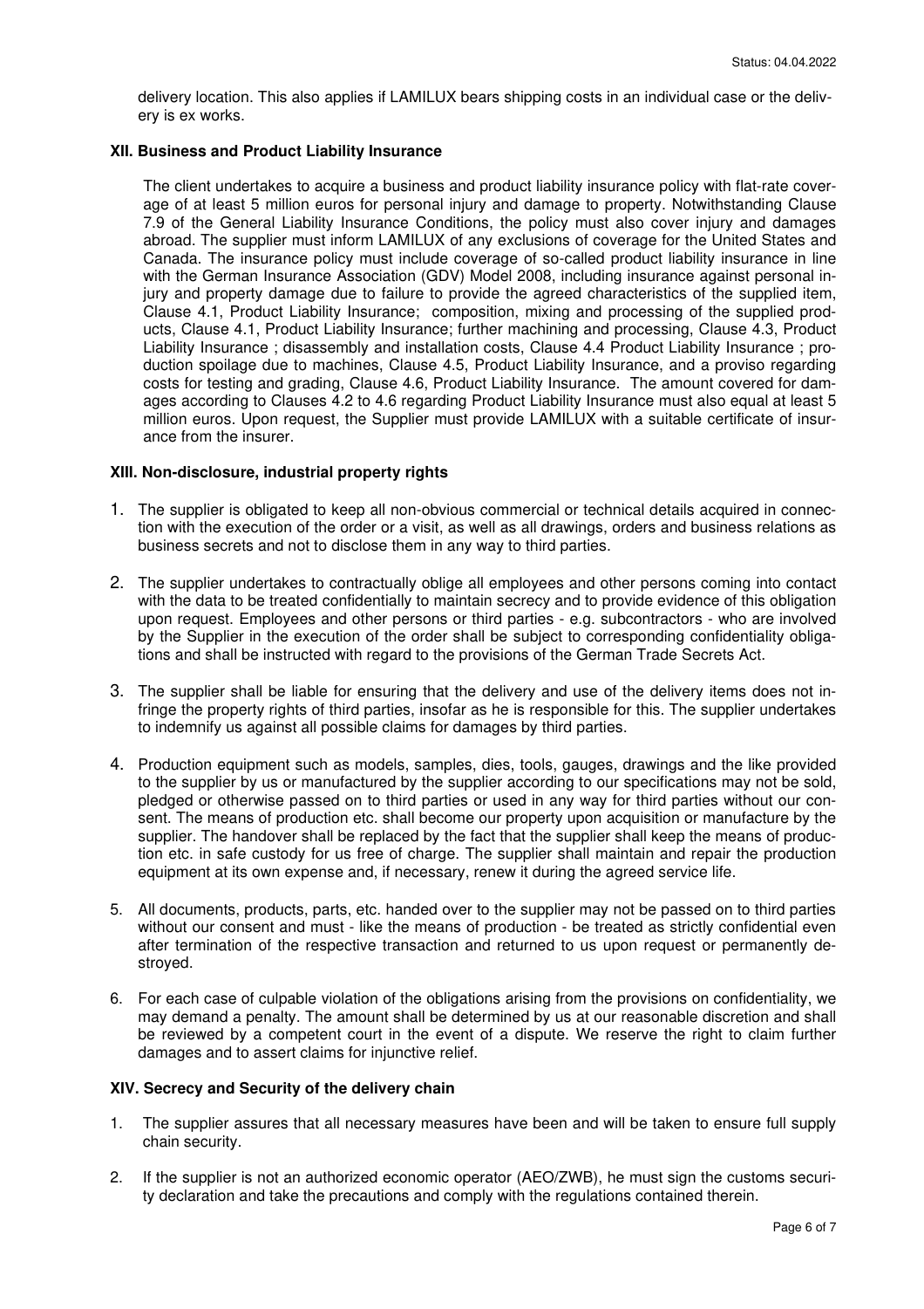delivery location. This also applies if LAMILUX bears shipping costs in an individual case or the delivery is ex works.

### XII. Business and Product Liability Insurance

The client undertakes to acquire a business and product liability insurance policy with flat-rate coverage of at least 5 million euros for personal injury and damage to property. Notwithstanding Clause 7.9 of the General Liability Insurance Conditions, the policy must also cover injury and damages abroad. The supplier must inform LAMILUX of any exclusions of coverage for the United States and Canada. The insurance policy must include coverage of so-called product liability insurance in line with the German Insurance Association (GDV) Model 2008, including insurance against personal injury and property damage due to failure to provide the agreed characteristics of the supplied item, Clause 4.1, Product Liability Insurance; composition, mixing and processing of the supplied products, Clause 4.1, Product Liability Insurance; further machining and processing, Clause 4.3, Product Liability Insurance ; disassembly and installation costs, Clause 4.4 Product Liability Insurance ; production spoilage due to machines, Clause 4.5, Product Liability Insurance, and a proviso regarding costs for testing and grading, Clause 4.6, Product Liability Insurance. The amount covered for damages according to Clauses 4.2 to 4.6 regarding Product Liability Insurance must also equal at least 5 million euros. Upon request, the Supplier must provide LAMILUX with a suitable certificate of insurance from the insurer.

### XIII. Non-disclosure, industrial property rights

1. The supplier is obligated to keep all non-obvious commercial or technical details acquired in connection with the execution of the order or a visit, as well as all drawings, orders and business relations as business secrets and not to disclose them in any way to third parties.
2. The supplier undertakes to contractually oblige all employees and other persons coming into contact with the data to be treated confidentially to maintain secrecy and to provide evidence of this obligation upon request. Employees and other persons or third parties - e.g. subcontractors - who are involved by the Supplier in the execution of the order shall be subject to corresponding confidentiality obligations and shall be instructed with regard to the provisions of the German Trade Secrets Act.
3. The supplier shall be liable for ensuring that the delivery and use of the delivery items does not infringe the property rights of third parties, insofar as he is responsible for this. The supplier undertakes to indemnify us against all possible claims for damages by third parties.
4. Production equipment such as models, samples, dies, tools, gauges, drawings and the like provided to the supplier by us or manufactured by the supplier according to our specifications may not be sold, pledged or otherwise passed on to third parties or used in any way for third parties without our consent. The means of production etc. shall become our property upon acquisition or manufacture by the supplier. The handover shall be replaced by the fact that the supplier shall keep the means of production etc. in safe custody for us free of charge. The supplier shall maintain and repair the production equipment at its own expense and, if necessary, renew it during the agreed service life.
5. All documents, products, parts, etc. handed over to the supplier may not be passed on to third parties without our consent and must - like the means of production - be treated as strictly confidential even after termination of the respective transaction and returned to us upon request or permanently destroyed.
6. For each case of culpable violation of the obligations arising from the provisions on confidentiality, we may demand a penalty. The amount shall be determined by us at our reasonable discretion and shall be reviewed by a competent court in the event of a dispute. We reserve the right to claim further damages and to assert claims for injunctive relief.

### XIV. Secrecy and Security of the delivery chain

1. The supplier assures that all necessary measures have been and will be taken to ensure full supply chain security.
2. If the supplier is not an authorized economic operator (AEO/ZWB), he must sign the customs security declaration and take the precautions and comply with the regulations contained therein.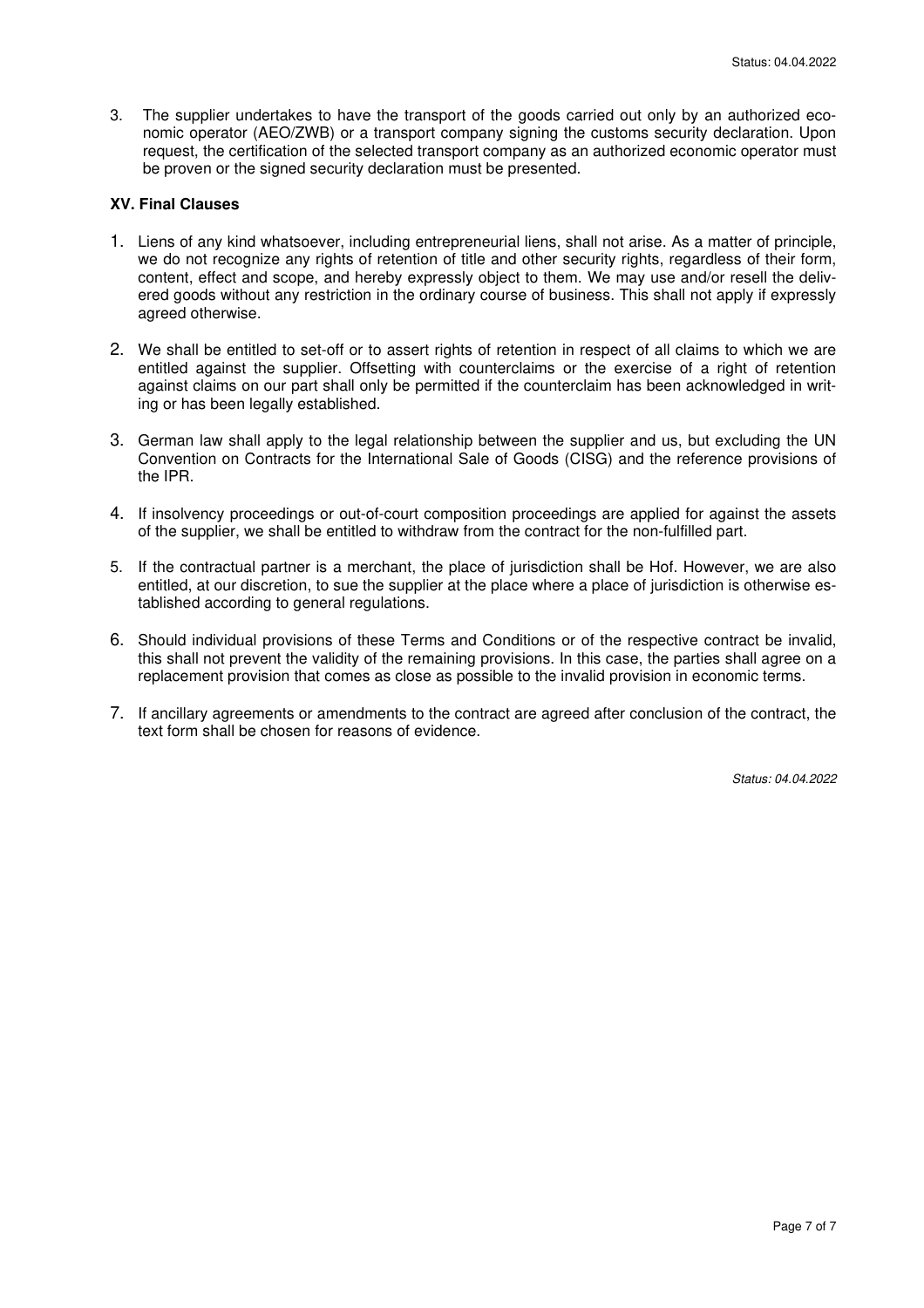3. The supplier undertakes to have the transport of the goods carried out only by an authorized economic operator (AEO/ZWB) or a transport company signing the customs security declaration. Upon request, the certification of the selected transport company as an authorized economic operator must be proven or the signed security declaration must be presented.

**XV. Final Clauses**

1. Liens of any kind whatsoever, including entrepreneurial liens, shall not arise. As a matter of principle, we do not recognize any rights of retention of title and other security rights, regardless of their form, content, effect and scope, and hereby expressly object to them. We may use and/or resell the delivered goods without any restriction in the ordinary course of business. This shall not apply if expressly agreed otherwise.

2. We shall be entitled to set-off or to assert rights of retention in respect of all claims to which we are entitled against the supplier. Offsetting with counterclaims or the exercise of a right of retention against claims on our part shall only be permitted if the counterclaim has been acknowledged in writing or has been legally established.

3. German law shall apply to the legal relationship between the supplier and us, but excluding the UN Convention on Contracts for the International Sale of Goods (CISG) and the reference provisions of the IPR.

4. If insolvency proceedings or out-of-court composition proceedings are applied for against the assets of the supplier, we shall be entitled to withdraw from the contract for the non-fulfilled part.

5. If the contractual partner is a merchant, the place of jurisdiction shall be Hof. However, we are also entitled, at our discretion, to sue the supplier at the place where a place of jurisdiction is otherwise established according to general regulations.

6. Should individual provisions of these Terms and Conditions or of the respective contract be invalid, this shall not prevent the validity of the remaining provisions. In this case, the parties shall agree on a replacement provision that comes as close as possible to the invalid provision in economic terms.

7. If ancillary agreements or amendments to the contract are agreed after conclusion of the contract, the text form shall be chosen for reasons of evidence.

*Status: 04.04.2022*